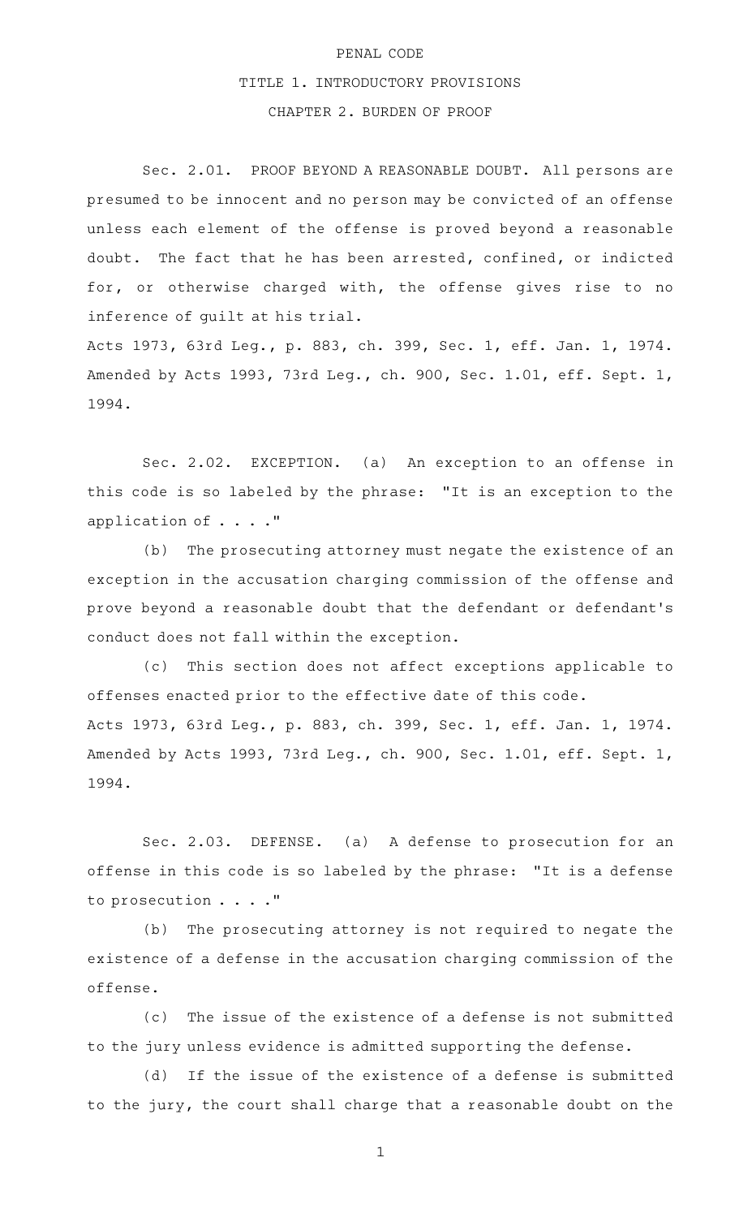# PENAL CODE

## TITLE 1. INTRODUCTORY PROVISIONS

### CHAPTER 2. BURDEN OF PROOF

Sec. 2.01. PROOF BEYOND A REASONABLE DOUBT. All persons are presumed to be innocent and no person may be convicted of an offense unless each element of the offense is proved beyond a reasonable doubt. The fact that he has been arrested, confined, or indicted for, or otherwise charged with, the offense gives rise to no inference of guilt at his trial.

Acts 1973, 63rd Leg., p. 883, ch. 399, Sec. 1, eff. Jan. 1, 1974. Amended by Acts 1993, 73rd Leg., ch. 900, Sec. 1.01, eff. Sept. 1, 1994.

Sec. 2.02. EXCEPTION. (a) An exception to an offense in this code is so labeled by the phrase: "It is an exception to the application of . . . ."

(b) The prosecuting attorney must negate the existence of an exception in the accusation charging commission of the offense and prove beyond a reasonable doubt that the defendant or defendant's conduct does not fall within the exception.

(c) This section does not affect exceptions applicable to offenses enacted prior to the effective date of this code.

Acts 1973, 63rd Leg., p. 883, ch. 399, Sec. 1, eff. Jan. 1, 1974. Amended by Acts 1993, 73rd Leg., ch. 900, Sec. 1.01, eff. Sept. 1, 1994.

Sec. 2.03. DEFENSE. (a) A defense to prosecution for an offense in this code is so labeled by the phrase: "It is a defense to prosecution . . . ."

(b) The prosecuting attorney is not required to negate the existence of a defense in the accusation charging commission of the offense.

(c) The issue of the existence of a defense is not submitted to the jury unless evidence is admitted supporting the defense.

(d) If the issue of the existence of a defense is submitted to the jury, the court shall charge that a reasonable doubt on the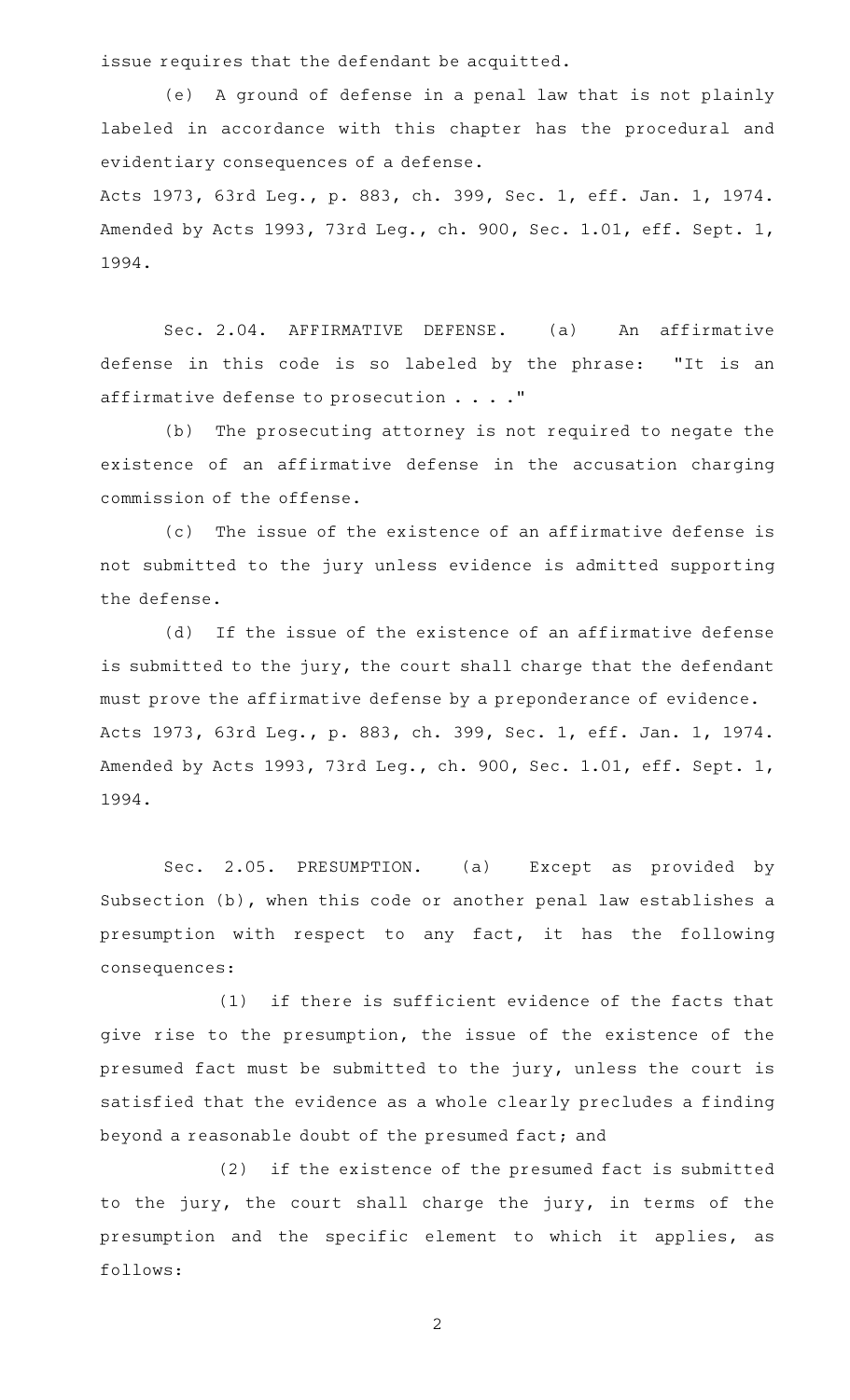issue requires that the defendant be acquitted.

(e) A ground of defense in a penal law that is not plainly labeled in accordance with this chapter has the procedural and evidentiary consequences of a defense.

Acts 1973, 63rd Leg., p. 883, ch. 399, Sec. 1, eff. Jan. 1, 1974. Amended by Acts 1993, 73rd Leg., ch. 900, Sec. 1.01, eff. Sept. 1, 1994.

Sec. 2.04. AFFIRMATIVE DEFENSE. (a) An affirmative defense in this code is so labeled by the phrase: "It is an affirmative defense to prosecution . . . ."

(b) The prosecuting attorney is not required to negate the existence of an affirmative defense in the accusation charging commission of the offense.

(c) The issue of the existence of an affirmative defense is not submitted to the jury unless evidence is admitted supporting the defense.

(d) If the issue of the existence of an affirmative defense is submitted to the jury, the court shall charge that the defendant must prove the affirmative defense by a preponderance of evidence.

Acts 1973, 63rd Leg., p. 883, ch. 399, Sec. 1, eff. Jan. 1, 1974. Amended by Acts 1993, 73rd Leg., ch. 900, Sec. 1.01, eff. Sept. 1, 1994.

Sec. 2.05. PRESUMPTION. (a) Except as provided by Subsection (b), when this code or another penal law establishes a presumption with respect to any fact, it has the following consequences:

(1) if there is sufficient evidence of the facts that give rise to the presumption, the issue of the existence of the presumed fact must be submitted to the jury, unless the court is satisfied that the evidence as a whole clearly precludes a finding beyond a reasonable doubt of the presumed fact; and

(2) if the existence of the presumed fact is submitted to the jury, the court shall charge the jury, in terms of the presumption and the specific element to which it applies, as follows: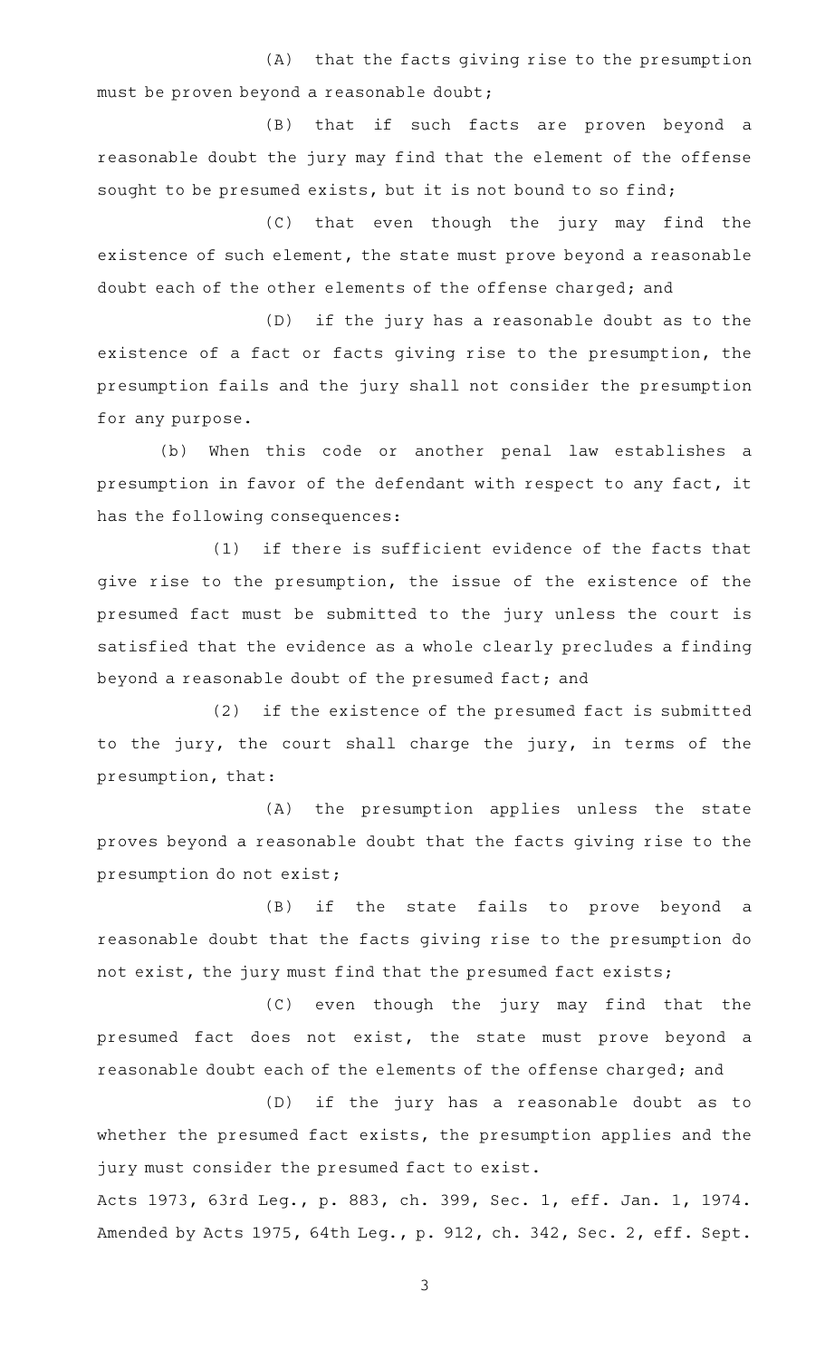(A) that the facts giving rise to the presumption must be proven beyond a reasonable doubt;

(B) that if such facts are proven beyond a reasonable doubt the jury may find that the element of the offense sought to be presumed exists, but it is not bound to so find;

(C) that even though the jury may find the existence of such element, the state must prove beyond a reasonable doubt each of the other elements of the offense charged; and

(D) if the jury has a reasonable doubt as to the existence of a fact or facts giving rise to the presumption, the presumption fails and the jury shall not consider the presumption for any purpose.

(b) When this code or another penal law establishes a presumption in favor of the defendant with respect to any fact, it has the following consequences:

(1) if there is sufficient evidence of the facts that give rise to the presumption, the issue of the existence of the presumed fact must be submitted to the jury unless the court is satisfied that the evidence as a whole clearly precludes a finding beyond a reasonable doubt of the presumed fact; and

(2) if the existence of the presumed fact is submitted to the jury, the court shall charge the jury, in terms of the presumption, that:

(A) the presumption applies unless the state proves beyond a reasonable doubt that the facts giving rise to the presumption do not exist;

(B) if the state fails to prove beyond a reasonable doubt that the facts giving rise to the presumption do not exist, the jury must find that the presumed fact exists;

(C) even though the jury may find that the presumed fact does not exist, the state must prove beyond a reasonable doubt each of the elements of the offense charged; and

(D) if the jury has a reasonable doubt as to whether the presumed fact exists, the presumption applies and the jury must consider the presumed fact to exist.

Acts 1973, 63rd Leg., p. 883, ch. 399, Sec. 1, eff. Jan. 1, 1974. Amended by Acts 1975, 64th Leg., p. 912, ch. 342, Sec. 2, eff. Sept.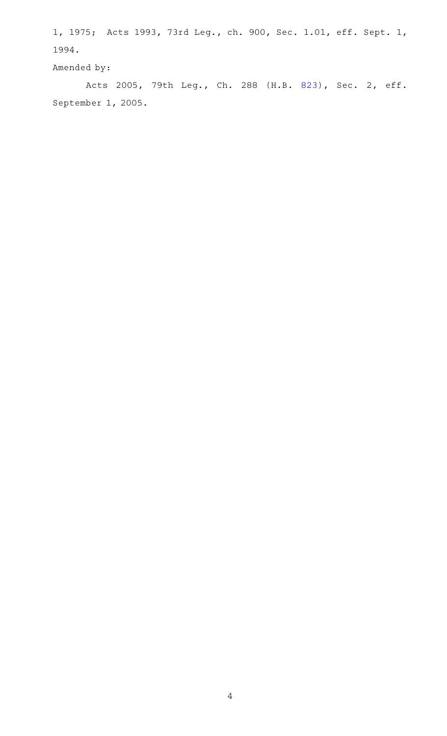1, 1975; Acts 1993, 73rd Leg., ch. 900, Sec. 1.01, eff. Sept. 1, 1994.

Amended by:

Acts 2005, 79th Leg., Ch. 288 (H.B. 823), Sec. 2, eff. September 1, 2005.